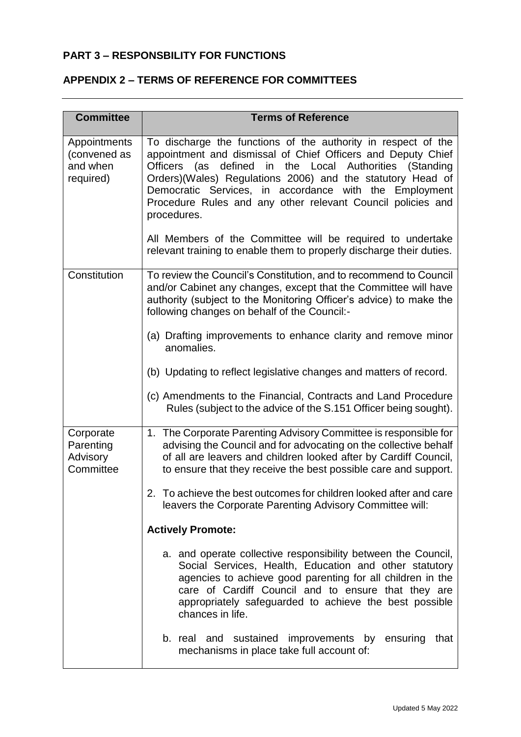## PART 3 – RESPONSBILITY FOR FUNCTIONS

## APPENDIX 2 – TERMS OF REFERENCE FOR COMMITTEES

| Committee | Terms of Reference |
|---|---|
| Appointments (convened as and when required) | To discharge the functions of the authority in respect of the appointment and dismissal of Chief Officers and Deputy Chief Officers (as defined in the Local Authorities (Standing Orders)(Wales) Regulations 2006) and the statutory Head of Democratic Services, in accordance with the Employment Procedure Rules and any other relevant Council policies and procedures.<br><br>All Members of the Committee will be required to undertake relevant training to enable them to properly discharge their duties. |
| Constitution | To review the Council's Constitution, and to recommend to Council and/or Cabinet any changes, except that the Committee will have authority (subject to the Monitoring Officer's advice) to make the following changes on behalf of the Council:-<br><br>(a) Drafting improvements to enhance clarity and remove minor anomalies.<br><br>(b) Updating to reflect legislative changes and matters of record.<br><br>(c) Amendments to the Financial, Contracts and Land Procedure Rules (subject to the advice of the S.151 Officer being sought). |
| Corporate Parenting Advisory Committee | 1. The Corporate Parenting Advisory Committee is responsible for advising the Council and for advocating on the collective behalf of all are leavers and children looked after by Cardiff Council, to ensure that they receive the best possible care and support.<br><br>2. To achieve the best outcomes for children looked after and care leavers the Corporate Parenting Advisory Committee will:<br><br>**Actively Promote:**<br><br>a. and operate collective responsibility between the Council, Social Services, Health, Education and other statutory agencies to achieve good parenting for all children in the care of Cardiff Council and to ensure that they are appropriately safeguarded to achieve the best possible chances in life.<br><br>b. real and sustained improvements by ensuring that mechanisms in place take full account of: |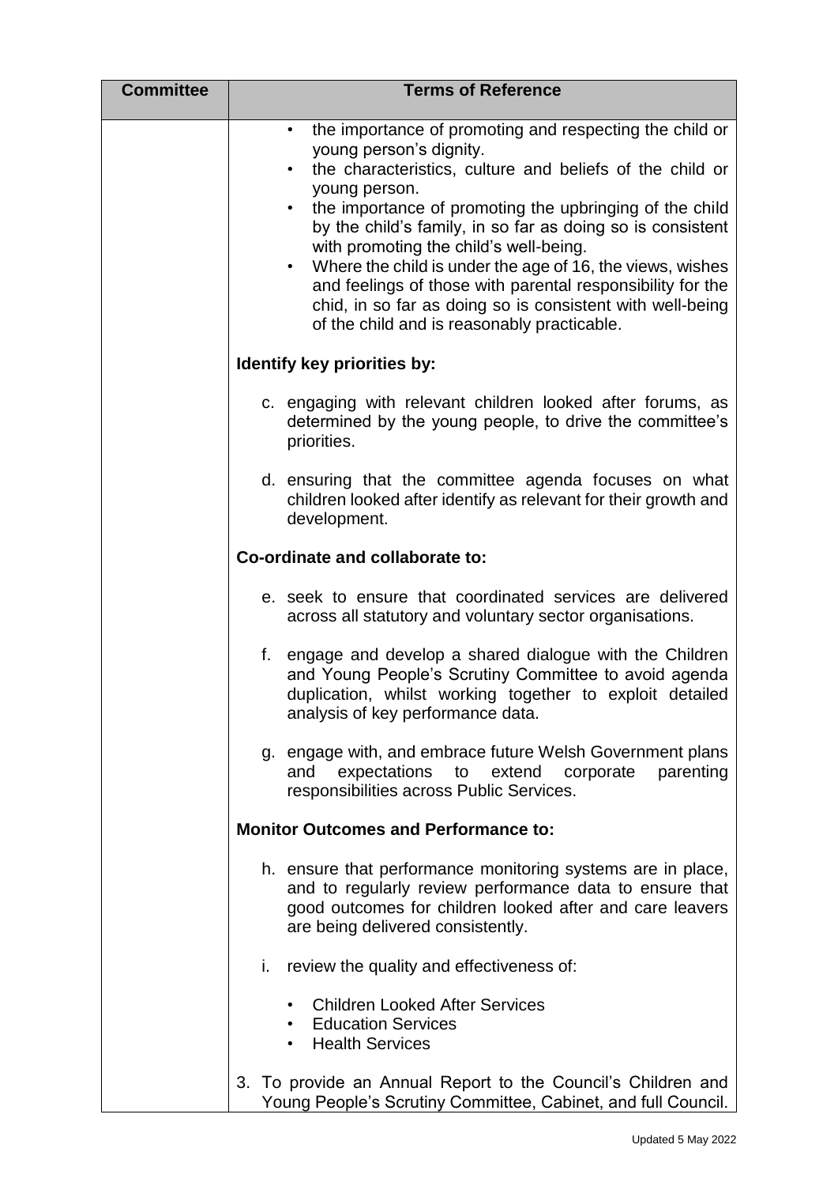| Committee | Terms of Reference |
|---|---|
| | • the importance of promoting and respecting the child or young person's dignity.<br>• the characteristics, culture and beliefs of the child or young person.<br>• the importance of promoting the upbringing of the child by the child's family, in so far as doing so is consistent with promoting the child's well-being.<br>• Where the child is under the age of 16, the views, wishes and feelings of those with parental responsibility for the chid, in so far as doing so is consistent with well-being of the child and is reasonably practicable.<br><br>**Identify key priorities by:**<br><br>c. engaging with relevant children looked after forums, as determined by the young people, to drive the committee's priorities.<br><br>d. ensuring that the committee agenda focuses on what children looked after identify as relevant for their growth and development.<br><br>**Co-ordinate and collaborate to:**<br><br>e. seek to ensure that coordinated services are delivered across all statutory and voluntary sector organisations.<br><br>f. engage and develop a shared dialogue with the Children and Young People's Scrutiny Committee to avoid agenda duplication, whilst working together to exploit detailed analysis of key performance data.<br><br>g. engage with, and embrace future Welsh Government plans and expectations to extend corporate parenting responsibilities across Public Services.<br><br>**Monitor Outcomes and Performance to:**<br><br>h. ensure that performance monitoring systems are in place, and to regularly review performance data to ensure that good outcomes for children looked after and care leavers are being delivered consistently.<br><br>i. review the quality and effectiveness of:<br><br>• Children Looked After Services<br>• Education Services<br>• Health Services<br><br>3. To provide an Annual Report to the Council's Children and Young People's Scrutiny Committee, Cabinet, and full Council. |

Updated 5 May 2022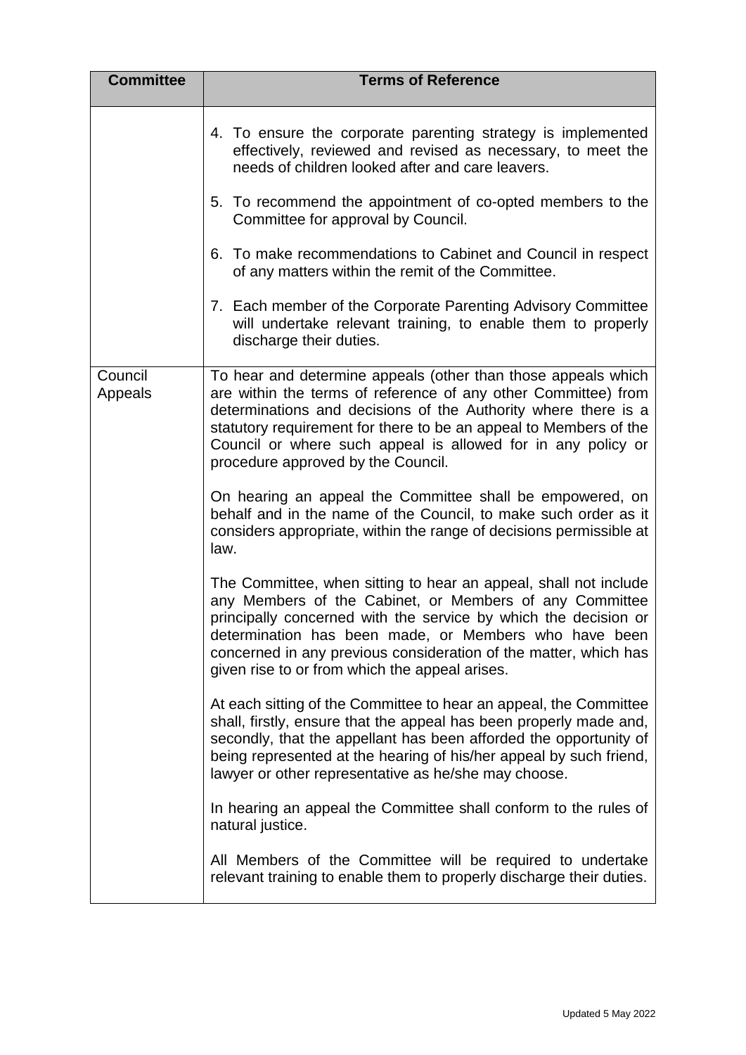| Committee | Terms of Reference |
| --- | --- |
| | 4. To ensure the corporate parenting strategy is implemented effectively, reviewed and revised as necessary, to meet the needs of children looked after and care leavers.<br><br>5. To recommend the appointment of co-opted members to the Committee for approval by Council.<br><br>6. To make recommendations to Cabinet and Council in respect of any matters within the remit of the Committee.<br><br>7. Each member of the Corporate Parenting Advisory Committee will undertake relevant training, to enable them to properly discharge their duties. |
| Council Appeals | To hear and determine appeals (other than those appeals which are within the terms of reference of any other Committee) from determinations and decisions of the Authority where there is a statutory requirement for there to be an appeal to Members of the Council or where such appeal is allowed for in any policy or procedure approved by the Council.<br><br>On hearing an appeal the Committee shall be empowered, on behalf and in the name of the Council, to make such order as it considers appropriate, within the range of decisions permissible at law.<br><br>The Committee, when sitting to hear an appeal, shall not include any Members of the Cabinet, or Members of any Committee principally concerned with the service by which the decision or determination has been made, or Members who have been concerned in any previous consideration of the matter, which has given rise to or from which the appeal arises.<br><br>At each sitting of the Committee to hear an appeal, the Committee shall, firstly, ensure that the appeal has been properly made and, secondly, that the appellant has been afforded the opportunity of being represented at the hearing of his/her appeal by such friend, lawyer or other representative as he/she may choose.<br><br>In hearing an appeal the Committee shall conform to the rules of natural justice.<br><br>All Members of the Committee will be required to undertake relevant training to enable them to properly discharge their duties. |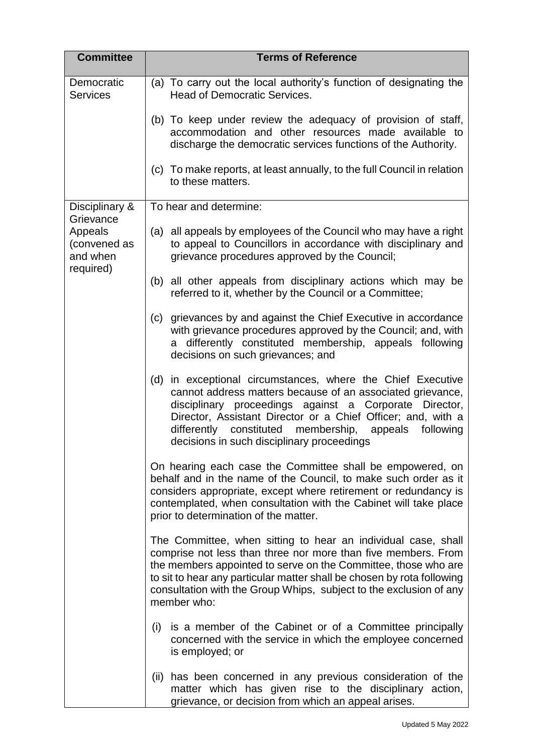| Committee | Terms of Reference |
|---|---|
| Democratic Services | (a) To carry out the local authority's function of designating the Head of Democratic Services.<br><br>(b) To keep under review the adequacy of provision of staff, accommodation and other resources made available to discharge the democratic services functions of the Authority.<br><br>(c) To make reports, at least annually, to the full Council in relation to these matters. |
| Disciplinary & Grievance Appeals (convened as and when required) | To hear and determine:<br><br>(a) all appeals by employees of the Council who may have a right to appeal to Councillors in accordance with disciplinary and grievance procedures approved by the Council;<br><br>(b) all other appeals from disciplinary actions which may be referred to it, whether by the Council or a Committee;<br><br>(c) grievances by and against the Chief Executive in accordance with grievance procedures approved by the Council; and, with a differently constituted membership, appeals following decisions on such grievances; and<br><br>(d) in exceptional circumstances, where the Chief Executive cannot address matters because of an associated grievance, disciplinary proceedings against a Corporate Director, Director, Assistant Director or a Chief Officer; and, with a differently constituted membership, appeals following decisions in such disciplinary proceedings<br><br>On hearing each case the Committee shall be empowered, on behalf and in the name of the Council, to make such order as it considers appropriate, except where retirement or redundancy is contemplated, when consultation with the Cabinet will take place prior to determination of the matter.<br><br>The Committee, when sitting to hear an individual case, shall comprise not less than three nor more than five members. From the members appointed to serve on the Committee, those who are to sit to hear any particular matter shall be chosen by rota following consultation with the Group Whips, subject to the exclusion of any member who:<br><br>(i) is a member of the Cabinet or of a Committee principally concerned with the service in which the employee concerned is employed; or<br><br>(ii) has been concerned in any previous consideration of the matter which has given rise to the disciplinary action, grievance, or decision from which an appeal arises. |

Updated 5 May 2022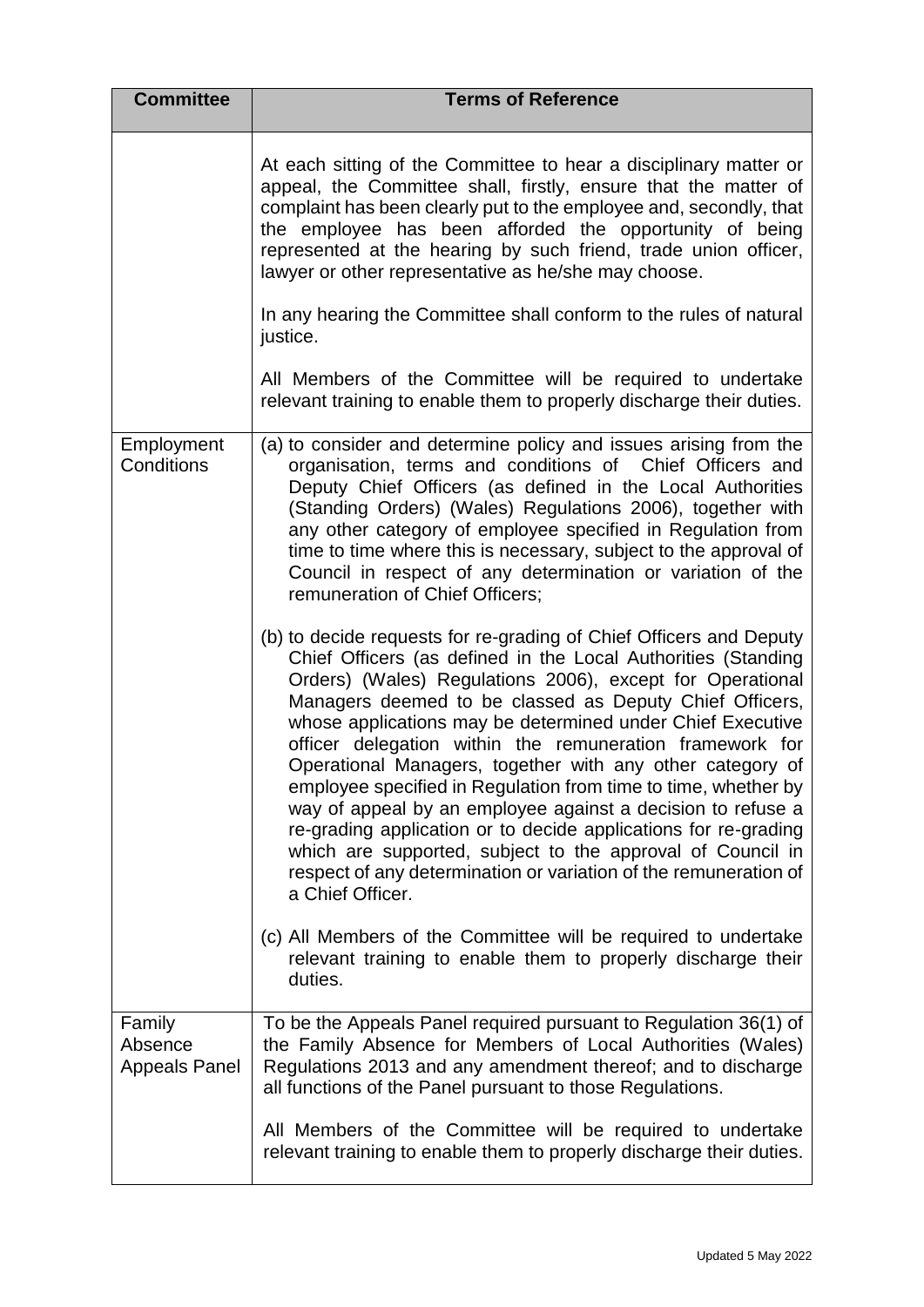| Committee | Terms of Reference |
|---|---|
| | At each sitting of the Committee to hear a disciplinary matter or appeal, the Committee shall, firstly, ensure that the matter of complaint has been clearly put to the employee and, secondly, that the employee has been afforded the opportunity of being represented at the hearing by such friend, trade union officer, lawyer or other representative as he/she may choose.<br><br>In any hearing the Committee shall conform to the rules of natural justice.<br><br>All Members of the Committee will be required to undertake relevant training to enable them to properly discharge their duties. |
| Employment Conditions | (a) to consider and determine policy and issues arising from the organisation, terms and conditions of Chief Officers and Deputy Chief Officers (as defined in the Local Authorities (Standing Orders) (Wales) Regulations 2006), together with any other category of employee specified in Regulation from time to time where this is necessary, subject to the approval of Council in respect of any determination or variation of the remuneration of Chief Officers;<br><br>(b) to decide requests for re-grading of Chief Officers and Deputy Chief Officers (as defined in the Local Authorities (Standing Orders) (Wales) Regulations 2006), except for Operational Managers deemed to be classed as Deputy Chief Officers, whose applications may be determined under Chief Executive officer delegation within the remuneration framework for Operational Managers, together with any other category of employee specified in Regulation from time to time, whether by way of appeal by an employee against a decision to refuse a re-grading application or to decide applications for re-grading which are supported, subject to the approval of Council in respect of any determination or variation of the remuneration of a Chief Officer.<br><br>(c) All Members of the Committee will be required to undertake relevant training to enable them to properly discharge their duties. |
| Family Absence Appeals Panel | To be the Appeals Panel required pursuant to Regulation 36(1) of the Family Absence for Members of Local Authorities (Wales) Regulations 2013 and any amendment thereof; and to discharge all functions of the Panel pursuant to those Regulations.<br><br>All Members of the Committee will be required to undertake relevant training to enable them to properly discharge their duties. |

Updated 5 May 2022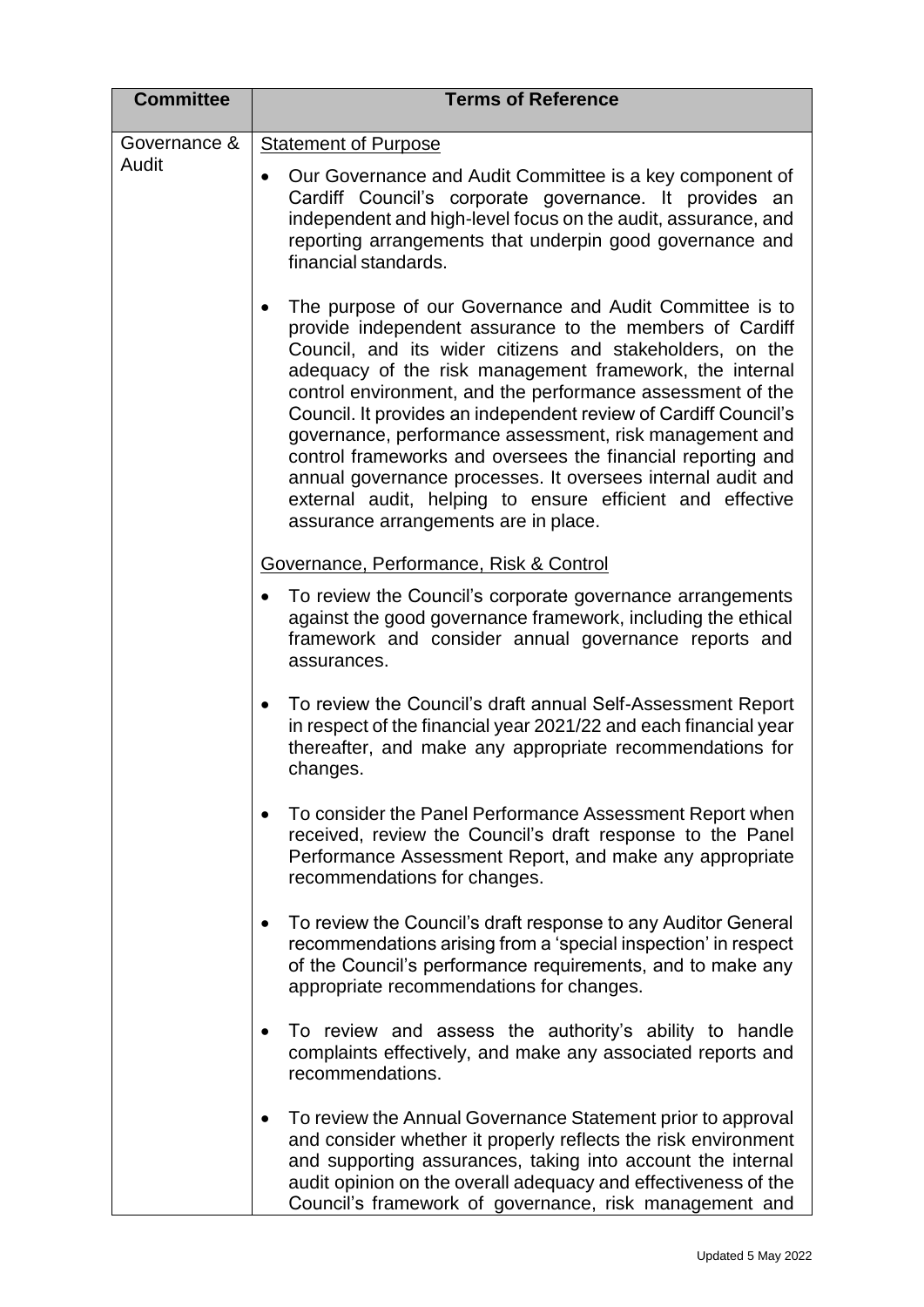| Committee | Terms of Reference |
|---|---|
| Governance & Audit | <u>Statement of Purpose</u><br>• Our Governance and Audit Committee is a key component of Cardiff Council's corporate governance. It provides an independent and high-level focus on the audit, assurance, and reporting arrangements that underpin good governance and financial standards.<br>• The purpose of our Governance and Audit Committee is to provide independent assurance to the members of Cardiff Council, and its wider citizens and stakeholders, on the adequacy of the risk management framework, the internal control environment, and the performance assessment of the Council. It provides an independent review of Cardiff Council's governance, performance assessment, risk management and control frameworks and oversees the financial reporting and annual governance processes. It oversees internal audit and external audit, helping to ensure efficient and effective assurance arrangements are in place.<br><u>Governance, Performance, Risk & Control</u><br>• To review the Council's corporate governance arrangements against the good governance framework, including the ethical framework and consider annual governance reports and assurances.<br>• To review the Council's draft annual Self-Assessment Report in respect of the financial year 2021/22 and each financial year thereafter, and make any appropriate recommendations for changes.<br>• To consider the Panel Performance Assessment Report when received, review the Council's draft response to the Panel Performance Assessment Report, and make any appropriate recommendations for changes.<br>• To review the Council's draft response to any Auditor General recommendations arising from a 'special inspection' in respect of the Council's performance requirements, and to make any appropriate recommendations for changes.<br>• To review and assess the authority's ability to handle complaints effectively, and make any associated reports and recommendations.<br>• To review the Annual Governance Statement prior to approval and consider whether it properly reflects the risk environment and supporting assurances, taking into account the internal audit opinion on the overall adequacy and effectiveness of the Council's framework of governance, risk management and |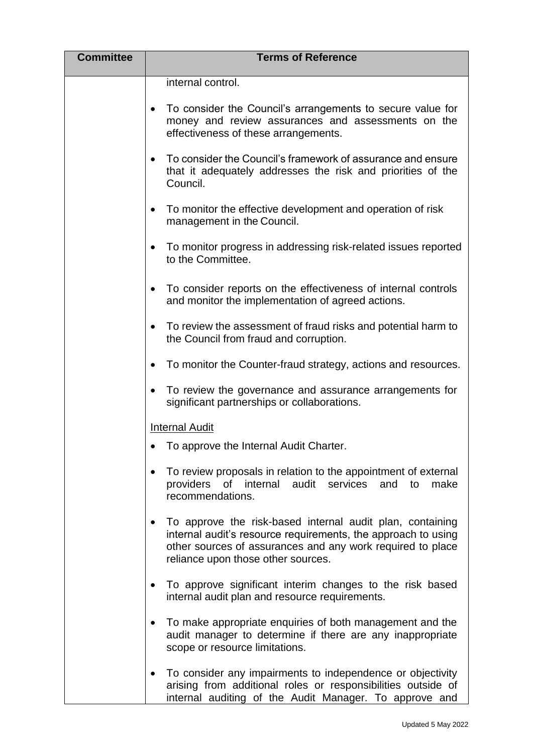| Committee | Terms of Reference |
|---|---|
| | internal control.<br><br>• To consider the Council's arrangements to secure value for money and review assurances and assessments on the effectiveness of these arrangements.<br><br>• To consider the Council's framework of assurance and ensure that it adequately addresses the risk and priorities of the Council.<br><br>• To monitor the effective development and operation of risk management in the Council.<br><br>• To monitor progress in addressing risk-related issues reported to the Committee.<br><br>• To consider reports on the effectiveness of internal controls and monitor the implementation of agreed actions.<br><br>• To review the assessment of fraud risks and potential harm to the Council from fraud and corruption.<br><br>• To monitor the Counter-fraud strategy, actions and resources.<br><br>• To review the governance and assurance arrangements for significant partnerships or collaborations.<br><br><u>Internal Audit</u><br><br>• To approve the Internal Audit Charter.<br><br>• To review proposals in relation to the appointment of external providers of internal audit services and to make recommendations.<br><br>• To approve the risk-based internal audit plan, containing internal audit's resource requirements, the approach to using other sources of assurances and any work required to place reliance upon those other sources.<br><br>• To approve significant interim changes to the risk based internal audit plan and resource requirements.<br><br>• To make appropriate enquiries of both management and the audit manager to determine if there are any inappropriate scope or resource limitations.<br><br>• To consider any impairments to independence or objectivity arising from additional roles or responsibilities outside of internal auditing of the Audit Manager. To approve and |

Updated 5 May 2022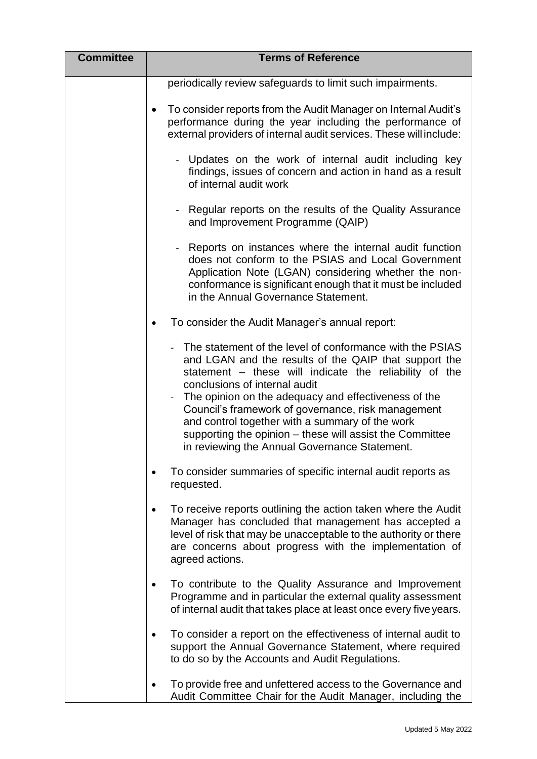| Committee | Terms of Reference |
| --- | --- |
| | periodically review safeguards to limit such impairments.<br><br>• To consider reports from the Audit Manager on Internal Audit's performance during the year including the performance of external providers of internal audit services. These will include:<br><br>- Updates on the work of internal audit including key findings, issues of concern and action in hand as a result of internal audit work<br><br>- Regular reports on the results of the Quality Assurance and Improvement Programme (QAIP)<br><br>- Reports on instances where the internal audit function does not conform to the PSIAS and Local Government Application Note (LGAN) considering whether the non-conformance is significant enough that it must be included in the Annual Governance Statement.<br><br>• To consider the Audit Manager's annual report:<br><br>- The statement of the level of conformance with the PSIAS and LGAN and the results of the QAIP that support the statement – these will indicate the reliability of the conclusions of internal audit<br>- The opinion on the adequacy and effectiveness of the Council's framework of governance, risk management and control together with a summary of the work supporting the opinion – these will assist the Committee in reviewing the Annual Governance Statement.<br><br>• To consider summaries of specific internal audit reports as requested.<br><br>• To receive reports outlining the action taken where the Audit Manager has concluded that management has accepted a level of risk that may be unacceptable to the authority or there are concerns about progress with the implementation of agreed actions.<br><br>• To contribute to the Quality Assurance and Improvement Programme and in particular the external quality assessment of internal audit that takes place at least once every five years.<br><br>• To consider a report on the effectiveness of internal audit to support the Annual Governance Statement, where required to do so by the Accounts and Audit Regulations.<br><br>• To provide free and unfettered access to the Governance and Audit Committee Chair for the Audit Manager, including the |

Updated 5 May 2022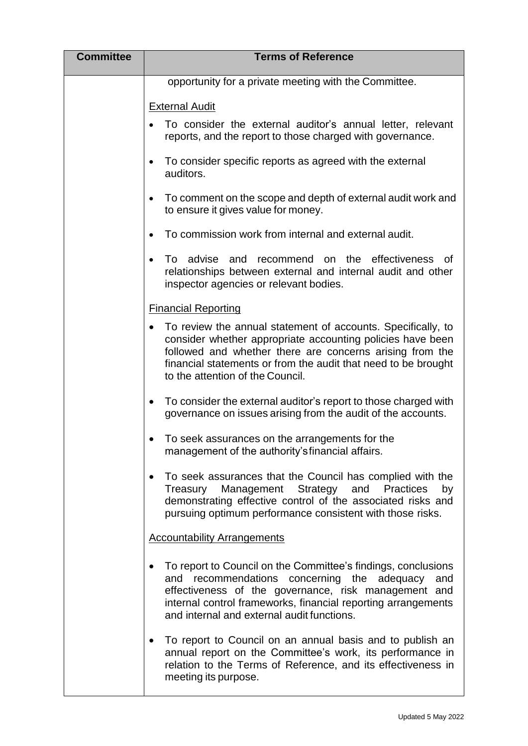| Committee | Terms of Reference |
|---|---|
| | opportunity for a private meeting with the Committee.<br><br><u>External Audit</u><br><br>• To consider the external auditor's annual letter, relevant reports, and the report to those charged with governance.<br><br>• To consider specific reports as agreed with the external auditors.<br><br>• To comment on the scope and depth of external audit work and to ensure it gives value for money.<br><br>• To commission work from internal and external audit.<br><br>• To advise and recommend on the effectiveness of relationships between external and internal audit and other inspector agencies or relevant bodies.<br><br><u>Financial Reporting</u><br><br>• To review the annual statement of accounts. Specifically, to consider whether appropriate accounting policies have been followed and whether there are concerns arising from the financial statements or from the audit that need to be brought to the attention of the Council.<br><br>• To consider the external auditor's report to those charged with governance on issues arising from the audit of the accounts.<br><br>• To seek assurances on the arrangements for the management of the authority's financial affairs.<br><br>• To seek assurances that the Council has complied with the Treasury Management Strategy and Practices by demonstrating effective control of the associated risks and pursuing optimum performance consistent with those risks.<br><br><u>Accountability Arrangements</u><br><br>• To report to Council on the Committee's findings, conclusions and recommendations concerning the adequacy and effectiveness of the governance, risk management and internal control frameworks, financial reporting arrangements and internal and external audit functions.<br><br>• To report to Council on an annual basis and to publish an annual report on the Committee's work, its performance in relation to the Terms of Reference, and its effectiveness in meeting its purpose. |

Updated 5 May 2022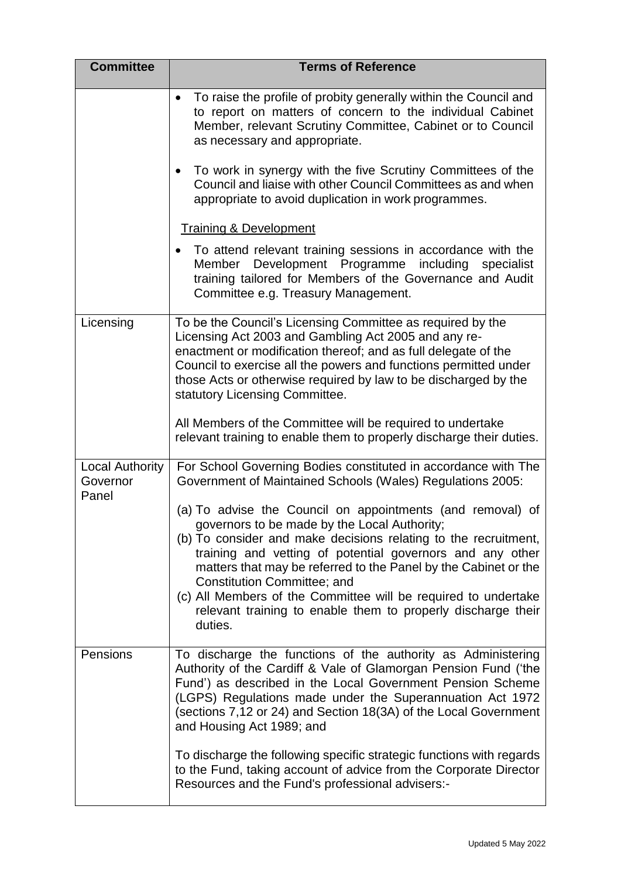| Committee | Terms of Reference |
|---|---|
| | • To raise the profile of probity generally within the Council and to report on matters of concern to the individual Cabinet Member, relevant Scrutiny Committee, Cabinet or to Council as necessary and appropriate.<br><br>• To work in synergy with the five Scrutiny Committees of the Council and liaise with other Council Committees as and when appropriate to avoid duplication in work programmes.<br><br><u>Training & Development</u><br><br>• To attend relevant training sessions in accordance with the Member Development Programme including specialist training tailored for Members of the Governance and Audit Committee e.g. Treasury Management. |
| Licensing | To be the Council's Licensing Committee as required by the Licensing Act 2003 and Gambling Act 2005 and any re-enactment or modification thereof; and as full delegate of the Council to exercise all the powers and functions permitted under those Acts or otherwise required by law to be discharged by the statutory Licensing Committee.<br><br>All Members of the Committee will be required to undertake relevant training to enable them to properly discharge their duties. |
| Local Authority Governor Panel | For School Governing Bodies constituted in accordance with The Government of Maintained Schools (Wales) Regulations 2005:<br><br>(a) To advise the Council on appointments (and removal) of governors to be made by the Local Authority;<br>(b) To consider and make decisions relating to the recruitment, training and vetting of potential governors and any other matters that may be referred to the Panel by the Cabinet or the Constitution Committee; and<br>(c) All Members of the Committee will be required to undertake relevant training to enable them to properly discharge their duties. |
| Pensions | To discharge the functions of the authority as Administering Authority of the Cardiff & Vale of Glamorgan Pension Fund ('the Fund') as described in the Local Government Pension Scheme (LGPS) Regulations made under the Superannuation Act 1972 (sections 7,12 or 24) and Section 18(3A) of the Local Government and Housing Act 1989; and<br><br>To discharge the following specific strategic functions with regards to the Fund, taking account of advice from the Corporate Director Resources and the Fund's professional advisers:- |

Updated 5 May 2022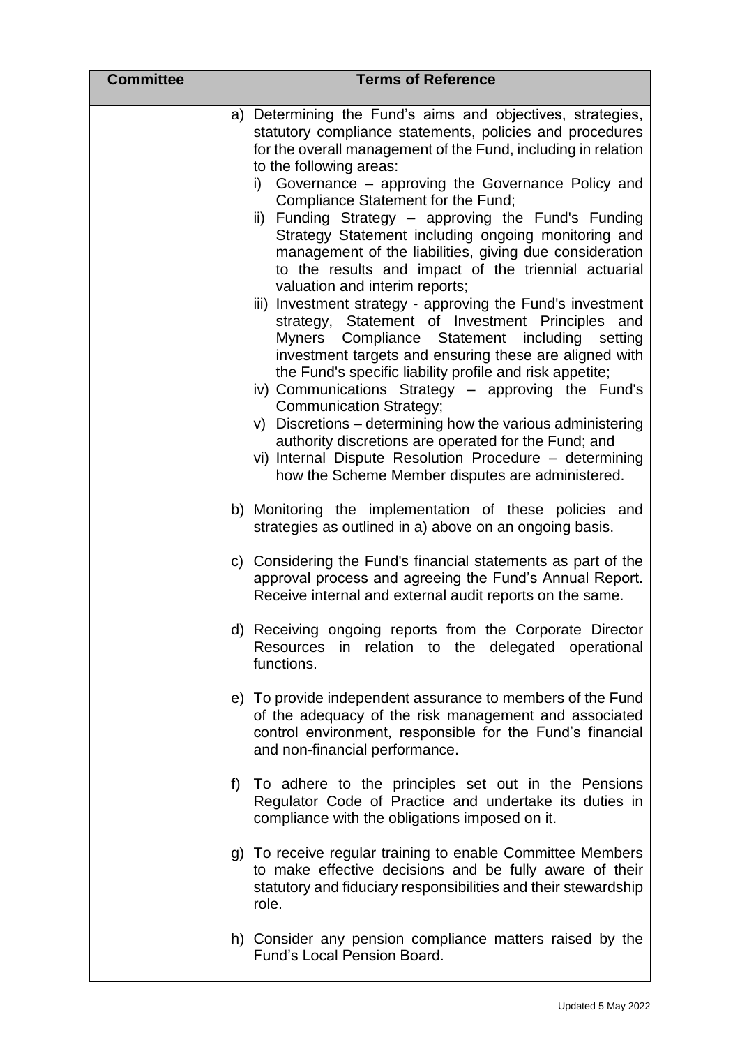| Committee | Terms of Reference |
| --- | --- |
| | a) Determining the Fund's aims and objectives, strategies, statutory compliance statements, policies and procedures for the overall management of the Fund, including in relation to the following areas:<br>i) Governance – approving the Governance Policy and Compliance Statement for the Fund;<br>ii) Funding Strategy – approving the Fund's Funding Strategy Statement including ongoing monitoring and management of the liabilities, giving due consideration to the results and impact of the triennial actuarial valuation and interim reports;<br>iii) Investment strategy - approving the Fund's investment strategy, Statement of Investment Principles and Myners Compliance Statement including setting investment targets and ensuring these are aligned with the Fund's specific liability profile and risk appetite;<br>iv) Communications Strategy – approving the Fund's Communication Strategy;<br>v) Discretions – determining how the various administering authority discretions are operated for the Fund; and<br>vi) Internal Dispute Resolution Procedure – determining how the Scheme Member disputes are administered.<br><br>b) Monitoring the implementation of these policies and strategies as outlined in a) above on an ongoing basis.<br><br>c) Considering the Fund's financial statements as part of the approval process and agreeing the Fund's Annual Report. Receive internal and external audit reports on the same.<br><br>d) Receiving ongoing reports from the Corporate Director Resources in relation to the delegated operational functions.<br><br>e) To provide independent assurance to members of the Fund of the adequacy of the risk management and associated control environment, responsible for the Fund's financial and non-financial performance.<br><br>f) To adhere to the principles set out in the Pensions Regulator Code of Practice and undertake its duties in compliance with the obligations imposed on it.<br><br>g) To receive regular training to enable Committee Members to make effective decisions and be fully aware of their statutory and fiduciary responsibilities and their stewardship role.<br><br>h) Consider any pension compliance matters raised by the Fund's Local Pension Board. |

Updated 5 May 2022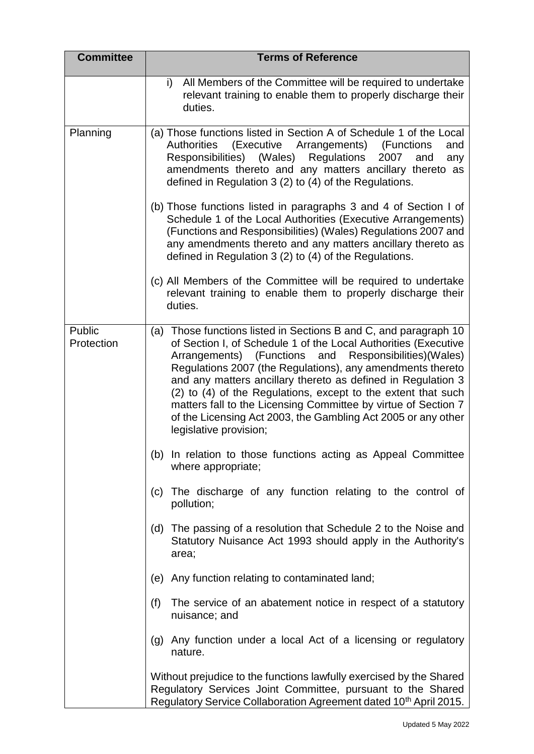| Committee | Terms of Reference |
|---|---|
| | i) All Members of the Committee will be required to undertake relevant training to enable them to properly discharge their duties. |
| Planning | (a) Those functions listed in Section A of Schedule 1 of the Local Authorities (Executive Arrangements) (Functions and Responsibilities) (Wales) Regulations 2007 and any amendments thereto and any matters ancillary thereto as defined in Regulation 3 (2) to (4) of the Regulations.<br><br>(b) Those functions listed in paragraphs 3 and 4 of Section I of Schedule 1 of the Local Authorities (Executive Arrangements) (Functions and Responsibilities) (Wales) Regulations 2007 and any amendments thereto and any matters ancillary thereto as defined in Regulation 3 (2) to (4) of the Regulations.<br><br>(c) All Members of the Committee will be required to undertake relevant training to enable them to properly discharge their duties. |
| Public Protection | (a) Those functions listed in Sections B and C, and paragraph 10 of Section I, of Schedule 1 of the Local Authorities (Executive Arrangements) (Functions and Responsibilities)(Wales) Regulations 2007 (the Regulations), any amendments thereto and any matters ancillary thereto as defined in Regulation 3 (2) to (4) of the Regulations, except to the extent that such matters fall to the Licensing Committee by virtue of Section 7 of the Licensing Act 2003, the Gambling Act 2005 or any other legislative provision;<br><br>(b) In relation to those functions acting as Appeal Committee where appropriate;<br><br>(c) The discharge of any function relating to the control of pollution;<br><br>(d) The passing of a resolution that Schedule 2 to the Noise and Statutory Nuisance Act 1993 should apply in the Authority's area;<br><br>(e) Any function relating to contaminated land;<br><br>(f) The service of an abatement notice in respect of a statutory nuisance; and<br><br>(g) Any function under a local Act of a licensing or regulatory nature.<br><br>Without prejudice to the functions lawfully exercised by the Shared Regulatory Services Joint Committee, pursuant to the Shared Regulatory Service Collaboration Agreement dated 10th April 2015. |

Updated 5 May 2022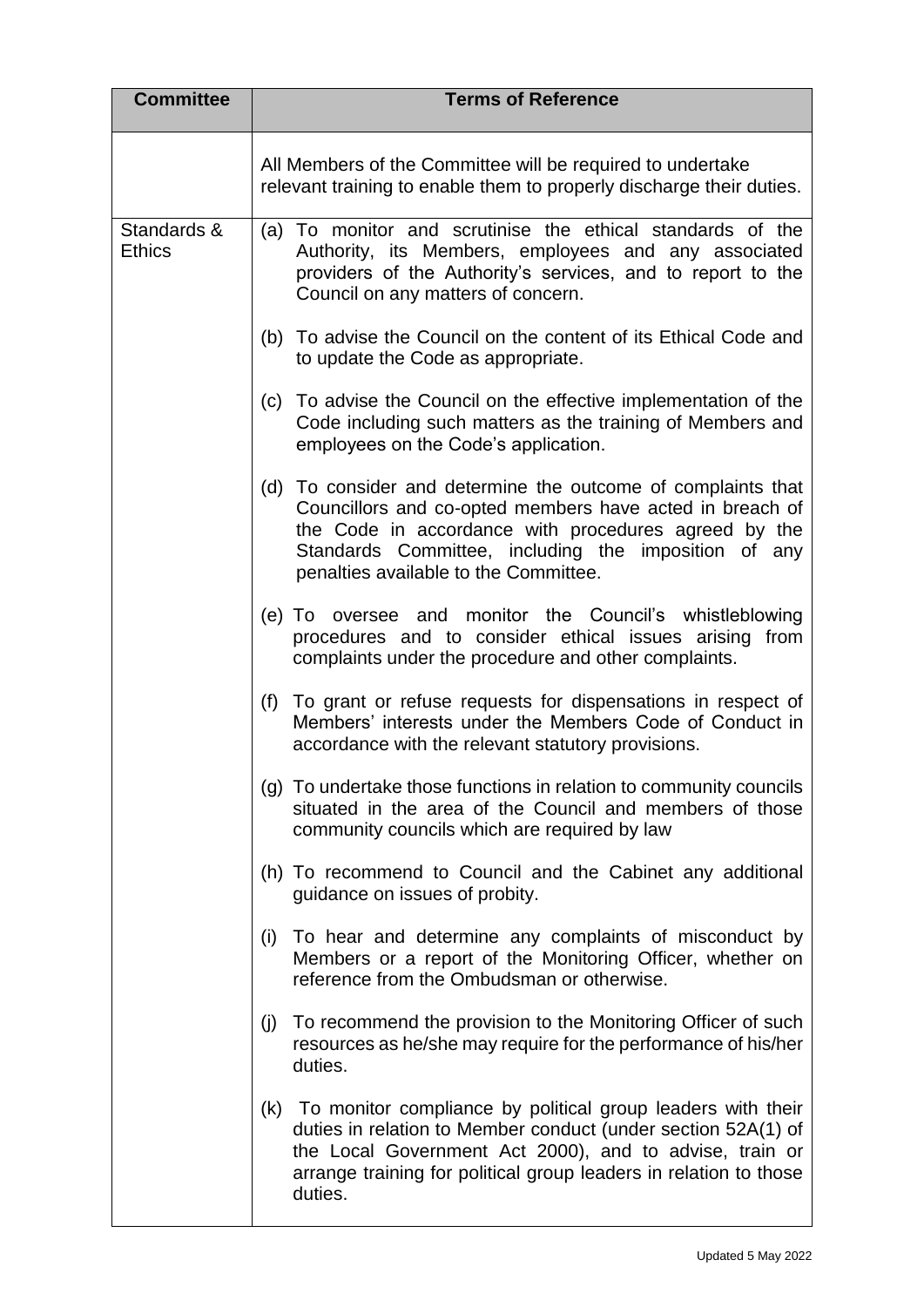| Committee | Terms of Reference |
|---|---|
| | All Members of the Committee will be required to undertake relevant training to enable them to properly discharge their duties. |
| Standards & Ethics | (a) To monitor and scrutinise the ethical standards of the Authority, its Members, employees and any associated providers of the Authority's services, and to report to the Council on any matters of concern.<br><br>(b) To advise the Council on the content of its Ethical Code and to update the Code as appropriate.<br><br>(c) To advise the Council on the effective implementation of the Code including such matters as the training of Members and employees on the Code's application.<br><br>(d) To consider and determine the outcome of complaints that Councillors and co-opted members have acted in breach of the Code in accordance with procedures agreed by the Standards Committee, including the imposition of any penalties available to the Committee.<br><br>(e) To oversee and monitor the Council's whistleblowing procedures and to consider ethical issues arising from complaints under the procedure and other complaints.<br><br>(f) To grant or refuse requests for dispensations in respect of Members' interests under the Members Code of Conduct in accordance with the relevant statutory provisions.<br><br>(g) To undertake those functions in relation to community councils situated in the area of the Council and members of those community councils which are required by law<br><br>(h) To recommend to Council and the Cabinet any additional guidance on issues of probity.<br><br>(i) To hear and determine any complaints of misconduct by Members or a report of the Monitoring Officer, whether on reference from the Ombudsman or otherwise.<br><br>(j) To recommend the provision to the Monitoring Officer of such resources as he/she may require for the performance of his/her duties.<br><br>(k) To monitor compliance by political group leaders with their duties in relation to Member conduct (under section 52A(1) of the Local Government Act 2000), and to advise, train or arrange training for political group leaders in relation to those duties. |

Updated 5 May 2022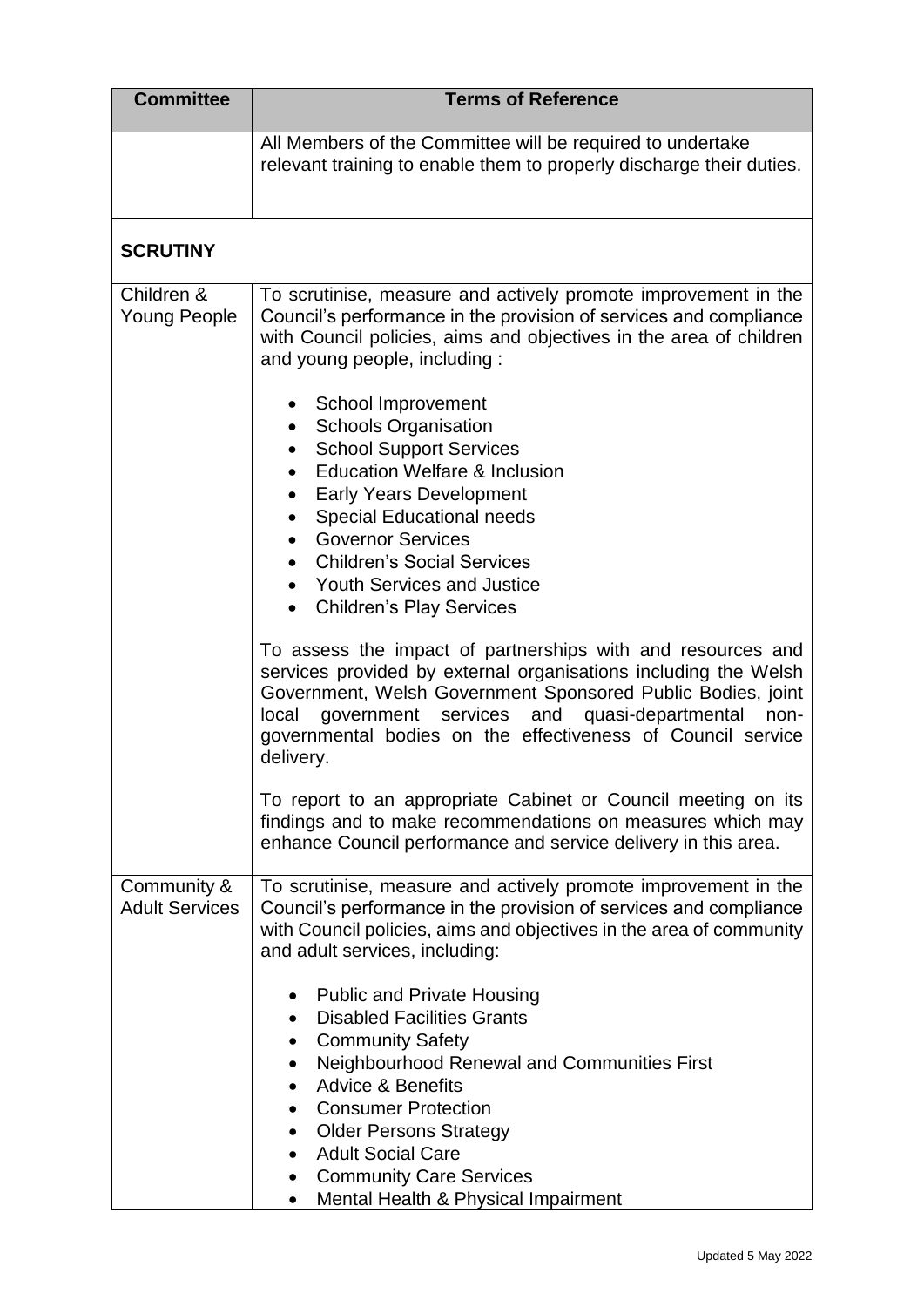| Committee | Terms of Reference |
|---|---|
| | All Members of the Committee will be required to undertake relevant training to enable them to properly discharge their duties. |
| **SCRUTINY** | |
| Children & Young People | To scrutinise, measure and actively promote improvement in the Council's performance in the provision of services and compliance with Council policies, aims and objectives in the area of children and young people, including :<br><br>• School Improvement<br>• Schools Organisation<br>• School Support Services<br>• Education Welfare & Inclusion<br>• Early Years Development<br>• Special Educational needs<br>• Governor Services<br>• Children's Social Services<br>• Youth Services and Justice<br>• Children's Play Services<br><br>To assess the impact of partnerships with and resources and services provided by external organisations including the Welsh Government, Welsh Government Sponsored Public Bodies, joint local government services and quasi-departmental non-governmental bodies on the effectiveness of Council service delivery.<br><br>To report to an appropriate Cabinet or Council meeting on its findings and to make recommendations on measures which may enhance Council performance and service delivery in this area. |
| Community & Adult Services | To scrutinise, measure and actively promote improvement in the Council's performance in the provision of services and compliance with Council policies, aims and objectives in the area of community and adult services, including:<br><br>• Public and Private Housing<br>• Disabled Facilities Grants<br>• Community Safety<br>• Neighbourhood Renewal and Communities First<br>• Advice & Benefits<br>• Consumer Protection<br>• Older Persons Strategy<br>• Adult Social Care<br>• Community Care Services<br>• Mental Health & Physical Impairment |

Updated 5 May 2022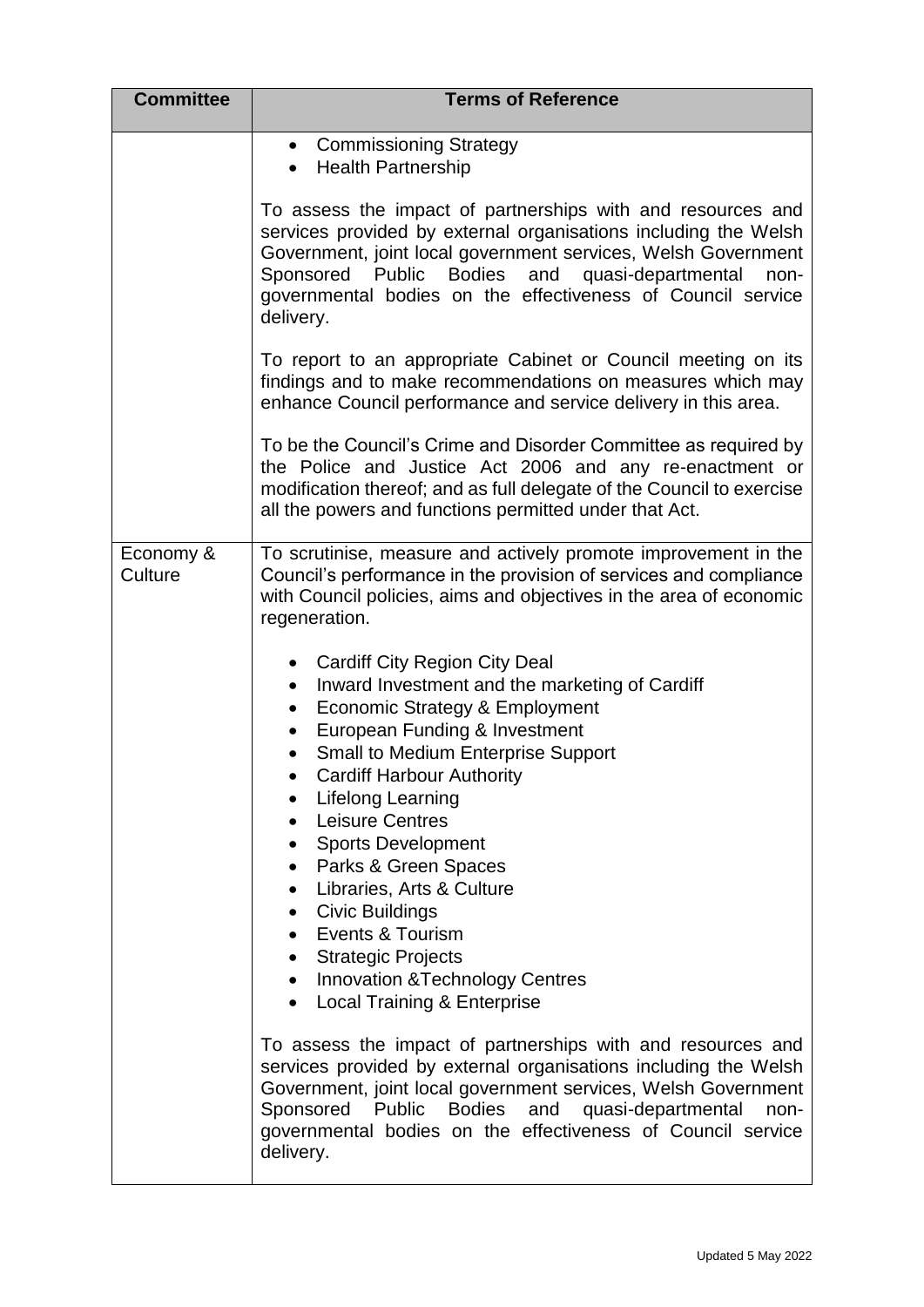| Committee | Terms of Reference |
|---|---|
| | • Commissioning Strategy<br>• Health Partnership<br><br>To assess the impact of partnerships with and resources and services provided by external organisations including the Welsh Government, joint local government services, Welsh Government Sponsored Public Bodies and quasi-departmental non-governmental bodies on the effectiveness of Council service delivery.<br><br>To report to an appropriate Cabinet or Council meeting on its findings and to make recommendations on measures which may enhance Council performance and service delivery in this area.<br><br>To be the Council's Crime and Disorder Committee as required by the Police and Justice Act 2006 and any re-enactment or modification thereof; and as full delegate of the Council to exercise all the powers and functions permitted under that Act. |
| Economy & Culture | To scrutinise, measure and actively promote improvement in the Council's performance in the provision of services and compliance with Council policies, aims and objectives in the area of economic regeneration.<br><br>• Cardiff City Region City Deal<br>• Inward Investment and the marketing of Cardiff<br>• Economic Strategy & Employment<br>• European Funding & Investment<br>• Small to Medium Enterprise Support<br>• Cardiff Harbour Authority<br>• Lifelong Learning<br>• Leisure Centres<br>• Sports Development<br>• Parks & Green Spaces<br>• Libraries, Arts & Culture<br>• Civic Buildings<br>• Events & Tourism<br>• Strategic Projects<br>• Innovation &Technology Centres<br>• Local Training & Enterprise<br><br>To assess the impact of partnerships with and resources and services provided by external organisations including the Welsh Government, joint local government services, Welsh Government Sponsored Public Bodies and quasi-departmental non-governmental bodies on the effectiveness of Council service delivery. |

Updated 5 May 2022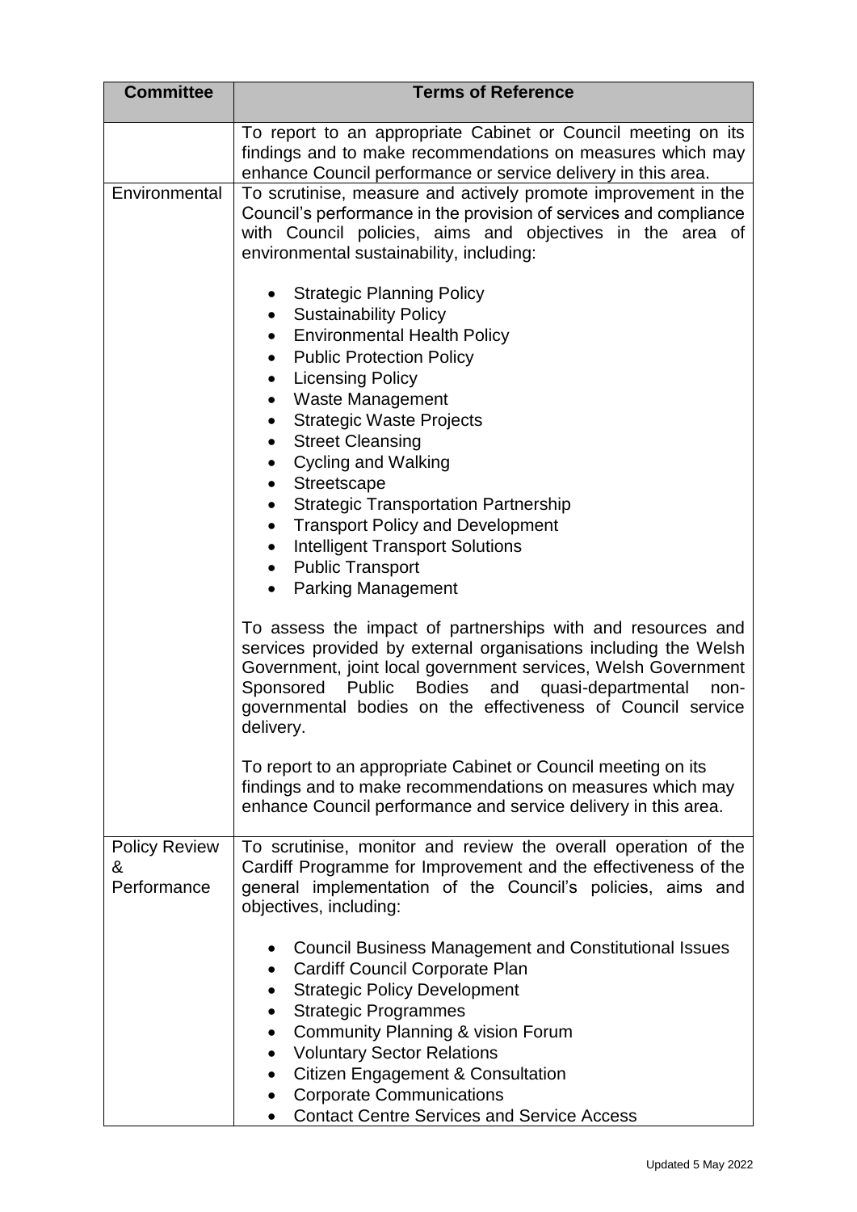| Committee | Terms of Reference |
|---|---|
| | To report to an appropriate Cabinet or Council meeting on its findings and to make recommendations on measures which may enhance Council performance or service delivery in this area. |
| Environmental | To scrutinise, measure and actively promote improvement in the Council's performance in the provision of services and compliance with Council policies, aims and objectives in the area of environmental sustainability, including:<br><br>• Strategic Planning Policy<br>• Sustainability Policy<br>• Environmental Health Policy<br>• Public Protection Policy<br>• Licensing Policy<br>• Waste Management<br>• Strategic Waste Projects<br>• Street Cleansing<br>• Cycling and Walking<br>• Streetscape<br>• Strategic Transportation Partnership<br>• Transport Policy and Development<br>• Intelligent Transport Solutions<br>• Public Transport<br>• Parking Management<br><br>To assess the impact of partnerships with and resources and services provided by external organisations including the Welsh Government, joint local government services, Welsh Government Sponsored Public Bodies and quasi-departmental non-governmental bodies on the effectiveness of Council service delivery.<br><br>To report to an appropriate Cabinet or Council meeting on its findings and to make recommendations on measures which may enhance Council performance and service delivery in this area. |
| Policy Review & Performance | To scrutinise, monitor and review the overall operation of the Cardiff Programme for Improvement and the effectiveness of the general implementation of the Council's policies, aims and objectives, including:<br><br>• Council Business Management and Constitutional Issues<br>• Cardiff Council Corporate Plan<br>• Strategic Policy Development<br>• Strategic Programmes<br>• Community Planning & vision Forum<br>• Voluntary Sector Relations<br>• Citizen Engagement & Consultation<br>• Corporate Communications<br>• Contact Centre Services and Service Access |

Updated 5 May 2022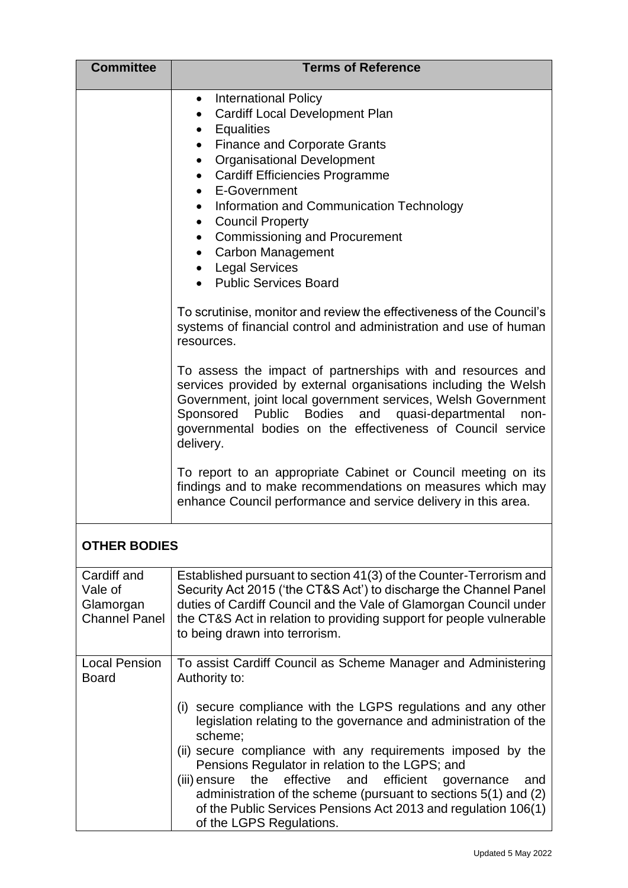| Committee | Terms of Reference |
|---|---|
| | • International Policy<br>• Cardiff Local Development Plan<br>• Equalities<br>• Finance and Corporate Grants<br>• Organisational Development<br>• Cardiff Efficiencies Programme<br>• E-Government<br>• Information and Communication Technology<br>• Council Property<br>• Commissioning and Procurement<br>• Carbon Management<br>• Legal Services<br>• Public Services Board<br><br>To scrutinise, monitor and review the effectiveness of the Council's systems of financial control and administration and use of human resources.<br><br>To assess the impact of partnerships with and resources and services provided by external organisations including the Welsh Government, joint local government services, Welsh Government Sponsored Public Bodies and quasi-departmental non-governmental bodies on the effectiveness of Council service delivery.<br><br>To report to an appropriate Cabinet or Council meeting on its findings and to make recommendations on measures which may enhance Council performance and service delivery in this area. |
| **OTHER BODIES** | |
| Cardiff and Vale of Glamorgan Channel Panel | Established pursuant to section 41(3) of the Counter-Terrorism and Security Act 2015 ('the CT&S Act') to discharge the Channel Panel duties of Cardiff Council and the Vale of Glamorgan Council under the CT&S Act in relation to providing support for people vulnerable to being drawn into terrorism. |
| Local Pension Board | To assist Cardiff Council as Scheme Manager and Administering Authority to:<br><br>(i) secure compliance with the LGPS regulations and any other legislation relating to the governance and administration of the scheme;<br>(ii) secure compliance with any requirements imposed by the Pensions Regulator in relation to the LGPS; and<br>(iii) ensure the effective and efficient governance and administration of the scheme (pursuant to sections 5(1) and (2) of the Public Services Pensions Act 2013 and regulation 106(1) of the LGPS Regulations. |

Updated 5 May 2022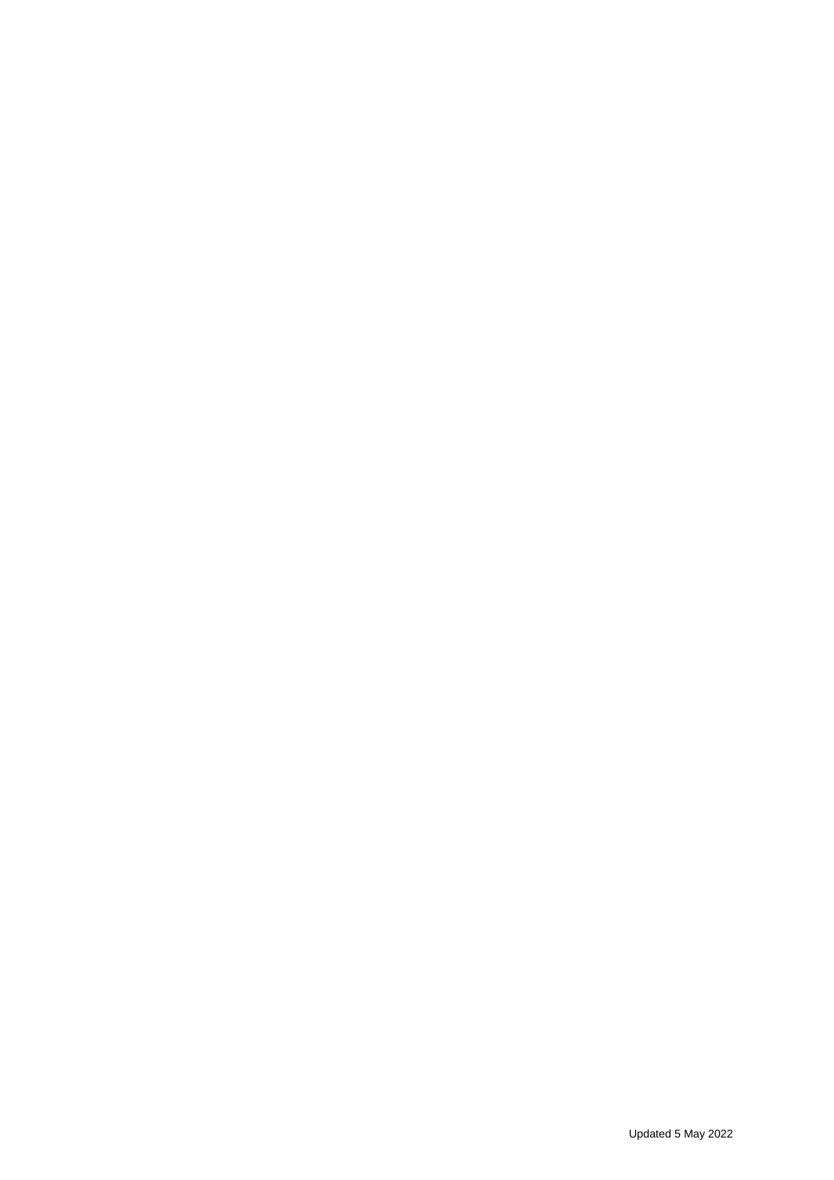Updated 5 May 2022